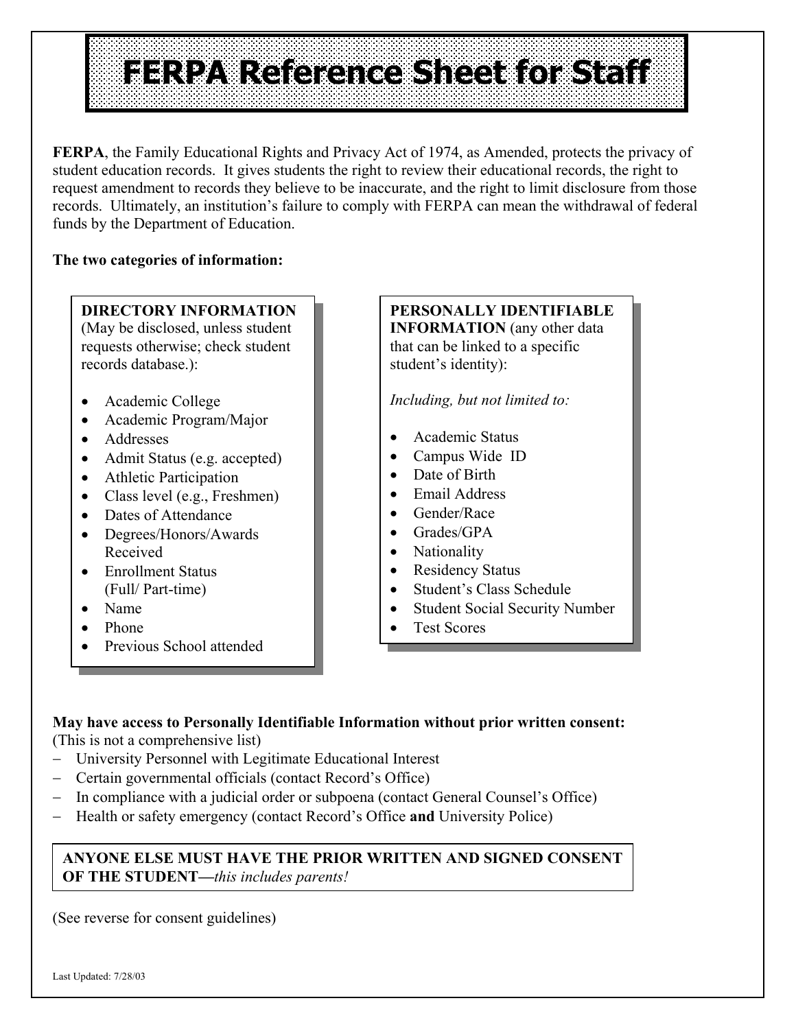# FERPA Reference Sheet for Staff

**FERPA**, the Family Educational Rights and Privacy Act of 1974, as Amended, protects the privacy of student education records. It gives students the right to review their educational records, the right to request amendment to records they believe to be inaccurate, and the right to limit disclosure from those records. Ultimately, an institution's failure to comply with FERPA can mean the withdrawal of federal funds by the Department of Education.

**The two categories of information:**

**DIRECTORY INFORMATION** (May be disclosed, unless student requests otherwise; check student records database.):

- Academic College
- Academic Program/Major
- Addresses
- Admit Status (e.g. accepted)
- Athletic Participation
- Class level (e.g., Freshmen)
- Dates of Attendance
- Degrees/Honors/Awards Received
- Enrollment Status (Full/ Part-time)
- Name
- Phone
- Previous School attended

**PERSONALLY IDENTIFIABLE INFORMATION** (any other data that can be linked to a specific student's identity):

*Including, but not limited to:*

- Academic Status
- Campus Wide ID
- Date of Birth
- Email Address
- Gender/Race
- Grades/GPA
- Nationality
- Residency Status
- Student's Class Schedule
- Student Social Security Number
- Test Scores

**May have access to Personally Identifiable Information without prior written consent:**
(This is not a comprehensive list)

- University Personnel with Legitimate Educational Interest
- Certain governmental officials (contact Record's Office)
- In compliance with a judicial order or subpoena (contact General Counsel's Office)
- Health or safety emergency (contact Record's Office **and** University Police)

**ANYONE ELSE MUST HAVE THE PRIOR WRITTEN AND SIGNED CONSENT OF THE STUDENT—***this includes parents!*

(See reverse for consent guidelines)

Last Updated: 7/28/03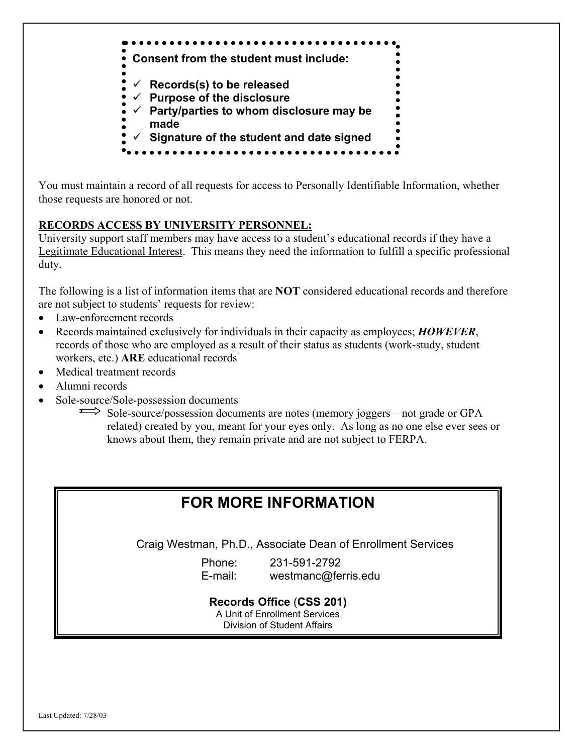**Consent from the student must include:**

- ✓ **Records(s) to be released**
- ✓ **Purpose of the disclosure**
- ✓ **Party/parties to whom disclosure may be made**
- ✓ **Signature of the student and date signed**

You must maintain a record of all requests for access to Personally Identifiable Information, whether those requests are honored or not.

**RECORDS ACCESS BY UNIVERSITY PERSONNEL:**

University support staff members may have access to a student's educational records if they have a Legitimate Educational Interest. This means they need the information to fulfill a specific professional duty.

The following is a list of information items that are **NOT** considered educational records and therefore are not subject to students' requests for review:

- Law-enforcement records
- Records maintained exclusively for individuals in their capacity as employees; ***HOWEVER***, records of those who are employed as a result of their status as students (work-study, student workers, etc.) **ARE** educational records
- Medical treatment records
- Alumni records
- Sole-source/Sole-possession documents
  - ⟹ Sole-source/possession documents are notes (memory joggers—not grade or GPA related) created by you, meant for your eyes only. As long as no one else ever sees or knows about them, they remain private and are not subject to FERPA.

## FOR MORE INFORMATION

Craig Westman, Ph.D., Associate Dean of Enrollment Services

Phone: 231-591-2792
E-mail: westmanc@ferris.edu

**Records Office (CSS 201)**
A Unit of Enrollment Services
Division of Student Affairs

Last Updated: 7/28/03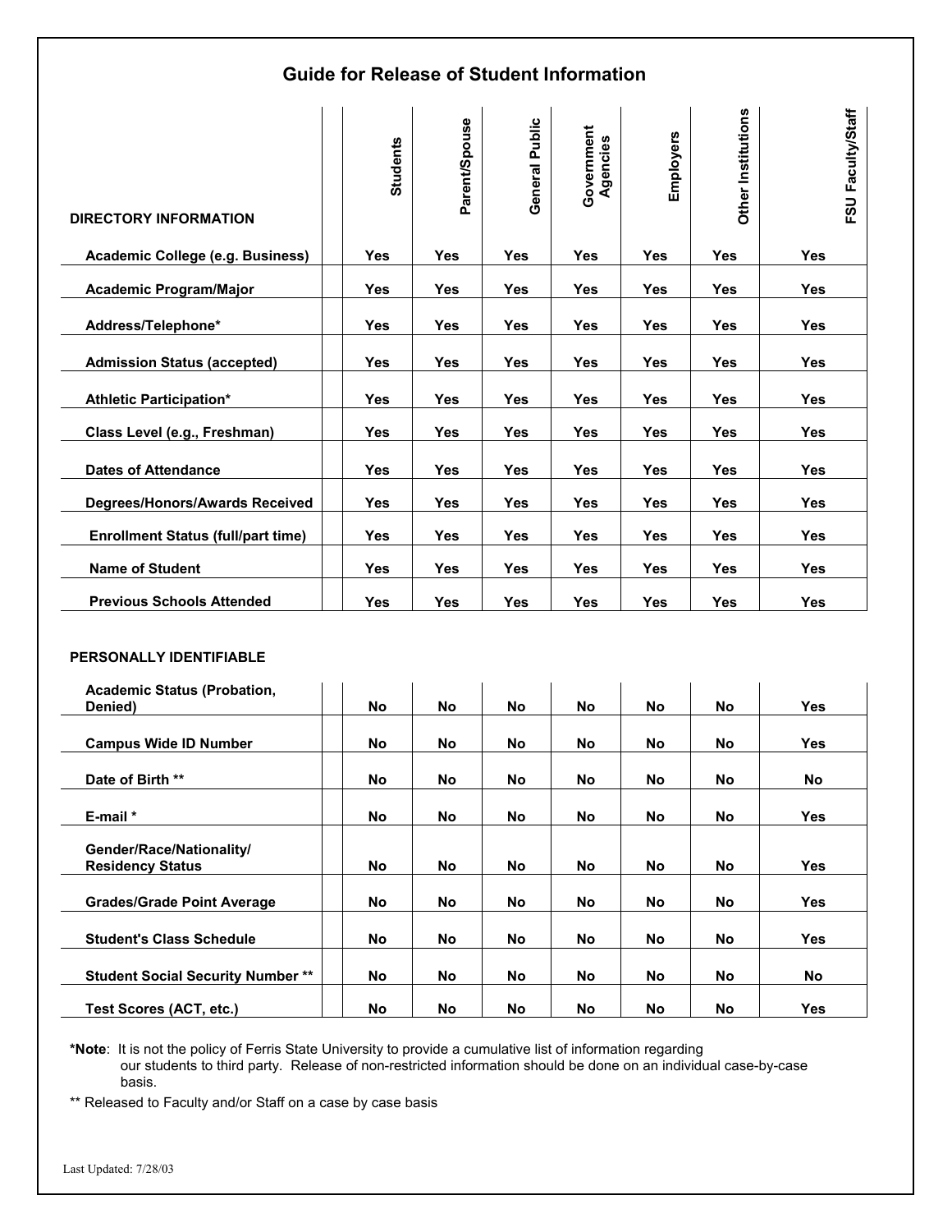## Guide for Release of Student Information

| DIRECTORY INFORMATION | Students | Parent/Spouse | General Public | Government Agencies | Employers | Other Institutions | FSU Faculty/Staff |
|---|---|---|---|---|---|---|---|
| Academic College (e.g. Business) | Yes | Yes | Yes | Yes | Yes | Yes | Yes |
| Academic Program/Major | Yes | Yes | Yes | Yes | Yes | Yes | Yes |
| Address/Telephone* | Yes | Yes | Yes | Yes | Yes | Yes | Yes |
| Admission Status (accepted) | Yes | Yes | Yes | Yes | Yes | Yes | Yes |
| Athletic Participation* | Yes | Yes | Yes | Yes | Yes | Yes | Yes |
| Class Level (e.g., Freshman) | Yes | Yes | Yes | Yes | Yes | Yes | Yes |
| Dates of Attendance | Yes | Yes | Yes | Yes | Yes | Yes | Yes |
| Degrees/Honors/Awards Received | Yes | Yes | Yes | Yes | Yes | Yes | Yes |
| Enrollment Status (full/part time) | Yes | Yes | Yes | Yes | Yes | Yes | Yes |
| Name of Student | Yes | Yes | Yes | Yes | Yes | Yes | Yes |
| Previous Schools Attended | Yes | Yes | Yes | Yes | Yes | Yes | Yes |

**PERSONALLY IDENTIFIABLE**

| | | | | | | | |
|---|---|---|---|---|---|---|---|
| Academic Status (Probation, Denied) | No | No | No | No | No | No | Yes |
| Campus Wide ID Number | No | No | No | No | No | No | Yes |
| Date of Birth ** | No | No | No | No | No | No | No |
| E-mail * | No | No | No | No | No | No | Yes |
| Gender/Race/Nationality/ Residency Status | No | No | No | No | No | No | Yes |
| Grades/Grade Point Average | No | No | No | No | No | No | Yes |
| Student's Class Schedule | No | No | No | No | No | No | Yes |
| Student Social Security Number ** | No | No | No | No | No | No | No |
| Test Scores (ACT, etc.) | No | No | No | No | No | No | Yes |

***Note**: It is not the policy of Ferris State University to provide a cumulative list of information regarding our students to third party. Release of non-restricted information should be done on an individual case-by-case basis.

** Released to Faculty and/or Staff on a case by case basis

Last Updated: 7/28/03